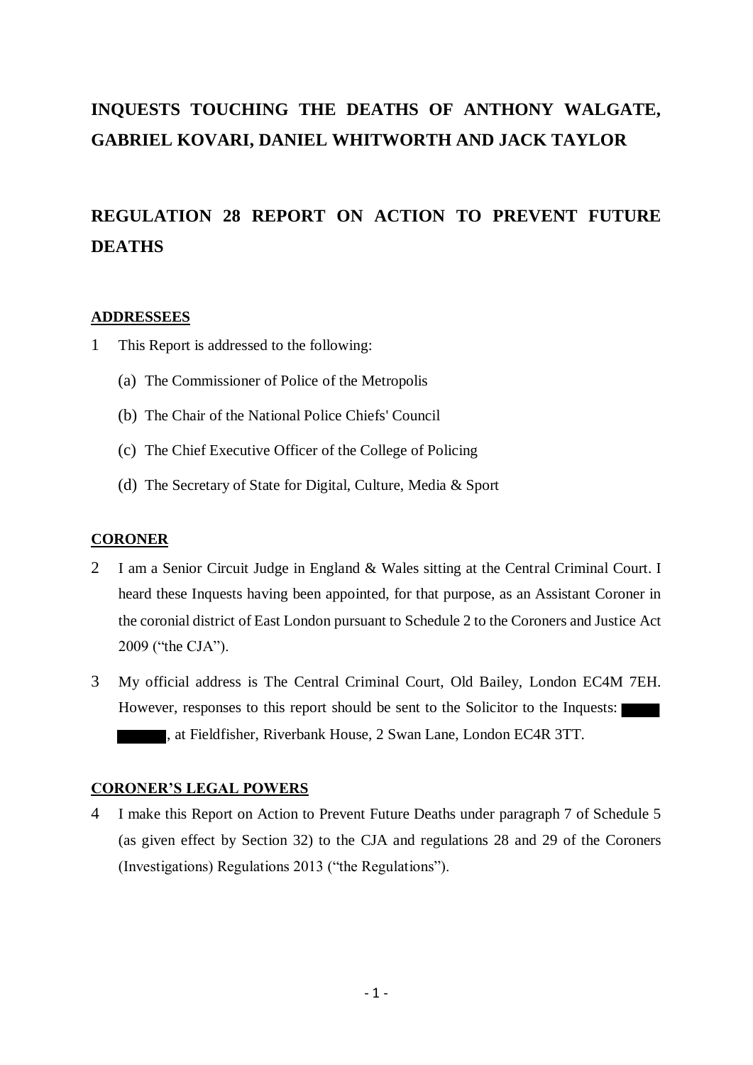# INQUESTS TOUCHING THE DEATHS OF ANTHONY WALGATE, GABRIEL KOVARI, DANIEL WHITWORTH AND JACK TAYLOR

# REGULATION 28 REPORT ON ACTION TO PREVENT FUTURE DEATHS

## ADDRESSEES

1 This Report is addressed to the following:

   (a) The Commissioner of Police of the Metropolis

   (b) The Chair of the National Police Chiefs' Council

   (c) The Chief Executive Officer of the College of Policing

   (d) The Secretary of State for Digital, Culture, Media & Sport

## CORONER

2 I am a Senior Circuit Judge in England & Wales sitting at the Central Criminal Court. I heard these Inquests having been appointed, for that purpose, as an Assistant Coroner in the coronial district of East London pursuant to Schedule 2 to the Coroners and Justice Act 2009 ("the CJA").

3 My official address is The Central Criminal Court, Old Bailey, London EC4M 7EH. However, responses to this report should be sent to the Solicitor to the Inquests: ████ █████, at Fieldfisher, Riverbank House, 2 Swan Lane, London EC4R 3TT.

## CORONER'S LEGAL POWERS

4 I make this Report on Action to Prevent Future Deaths under paragraph 7 of Schedule 5 (as given effect by Section 32) to the CJA and regulations 28 and 29 of the Coroners (Investigations) Regulations 2013 ("the Regulations").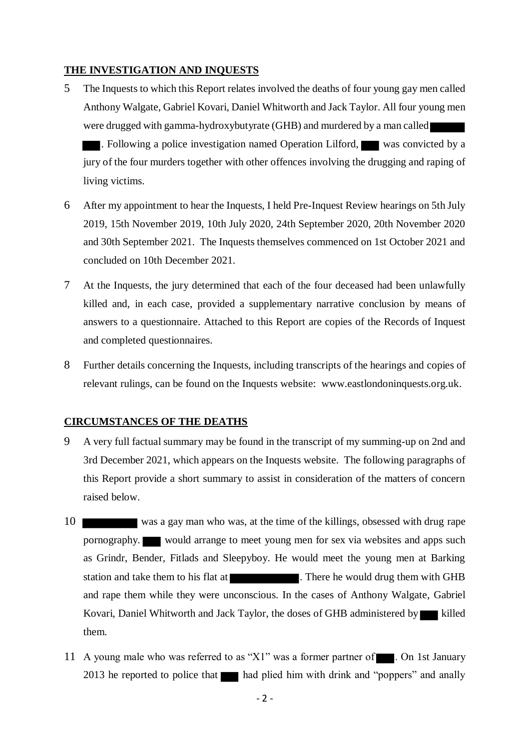## THE INVESTIGATION AND INQUESTS

5 The Inquests to which this Report relates involved the deaths of four young gay men called Anthony Walgate, Gabriel Kovari, Daniel Whitworth and Jack Taylor. All four young men were drugged with gamma-hydroxybutyrate (GHB) and murdered by a man called ███ ███. Following a police investigation named Operation Lilford, ███ was convicted by a jury of the four murders together with other offences involving the drugging and raping of living victims.

6 After my appointment to hear the Inquests, I held Pre-Inquest Review hearings on 5th July 2019, 15th November 2019, 10th July 2020, 24th September 2020, 20th November 2020 and 30th September 2021. The Inquests themselves commenced on 1st October 2021 and concluded on 10th December 2021.

7 At the Inquests, the jury determined that each of the four deceased had been unlawfully killed and, in each case, provided a supplementary narrative conclusion by means of answers to a questionnaire. Attached to this Report are copies of the Records of Inquest and completed questionnaires.

8 Further details concerning the Inquests, including transcripts of the hearings and copies of relevant rulings, can be found on the Inquests website: www.eastlondoninquests.org.uk.

## CIRCUMSTANCES OF THE DEATHS

9 A very full factual summary may be found in the transcript of my summing-up on 2nd and 3rd December 2021, which appears on the Inquests website. The following paragraphs of this Report provide a short summary to assist in consideration of the matters of concern raised below.

10 ███ was a gay man who was, at the time of the killings, obsessed with drug rape pornography. ███ would arrange to meet young men for sex via websites and apps such as Grindr, Bender, Fitlads and Sleepyboy. He would meet the young men at Barking station and take them to his flat at ███. There he would drug them with GHB and rape them while they were unconscious. In the cases of Anthony Walgate, Gabriel Kovari, Daniel Whitworth and Jack Taylor, the doses of GHB administered by ███ killed them.

11 A young male who was referred to as "X1" was a former partner of ███. On 1st January 2013 he reported to police that ███ had plied him with drink and "poppers" and anally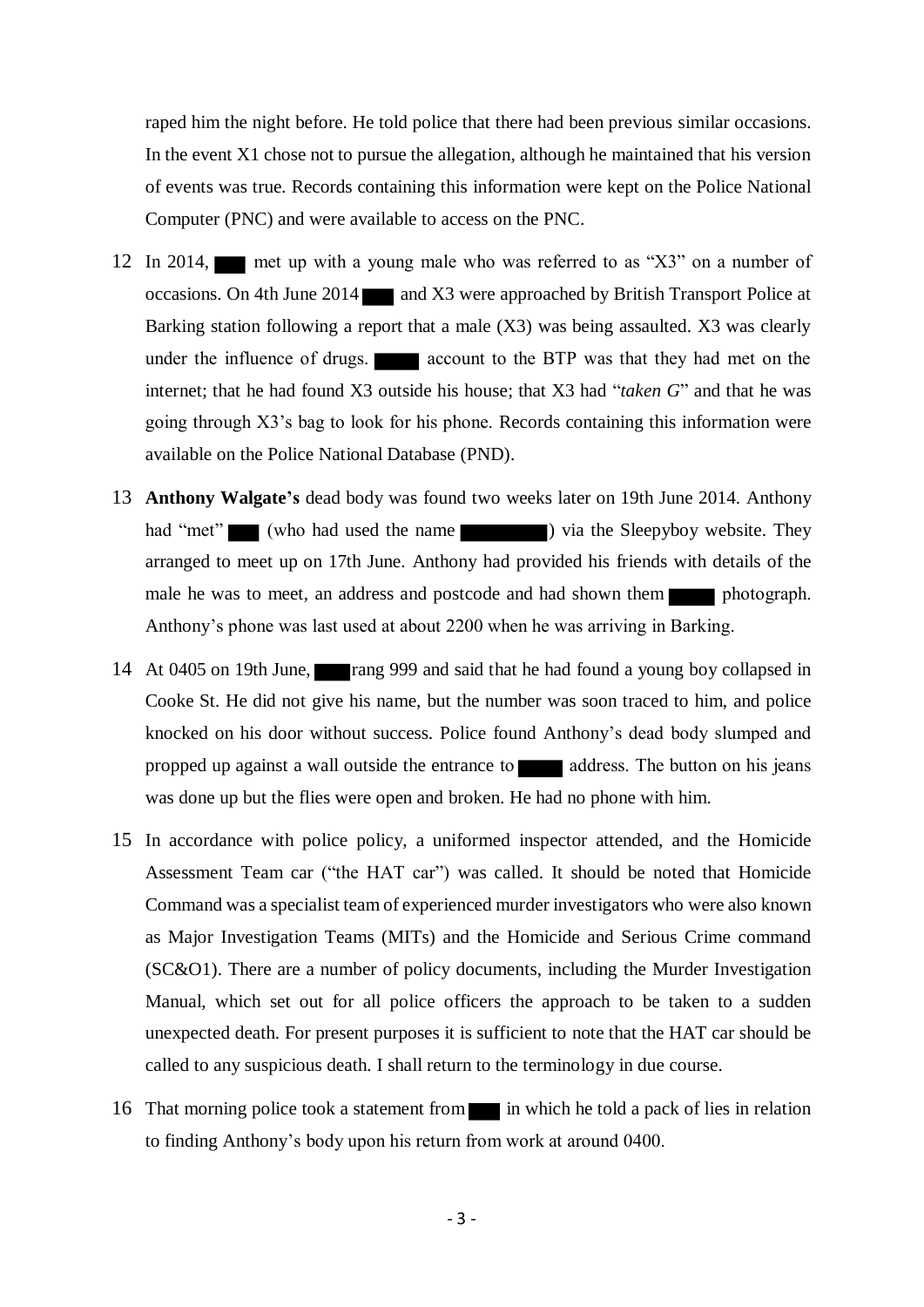raped him the night before. He told police that there had been previous similar occasions. In the event X1 chose not to pursue the allegation, although he maintained that his version of events was true. Records containing this information were kept on the Police National Computer (PNC) and were available to access on the PNC.

12 In 2014, ███ met up with a young male who was referred to as "X3" on a number of occasions. On 4th June 2014 ███ and X3 were approached by British Transport Police at Barking station following a report that a male (X3) was being assaulted. X3 was clearly under the influence of drugs. ███ account to the BTP was that they had met on the internet; that he had found X3 outside his house; that X3 had "*taken G*" and that he was going through X3's bag to look for his phone. Records containing this information were available on the Police National Database (PND).

13 **Anthony Walgate's** dead body was found two weeks later on 19th June 2014. Anthony had "met" ███ (who had used the name ███) via the Sleepyboy website. They arranged to meet up on 17th June. Anthony had provided his friends with details of the male he was to meet, an address and postcode and had shown them ███ photograph. Anthony's phone was last used at about 2200 when he was arriving in Barking.

14 At 0405 on 19th June, ███ rang 999 and said that he had found a young boy collapsed in Cooke St. He did not give his name, but the number was soon traced to him, and police knocked on his door without success. Police found Anthony's dead body slumped and propped up against a wall outside the entrance to ███ address. The button on his jeans was done up but the flies were open and broken. He had no phone with him.

15 In accordance with police policy, a uniformed inspector attended, and the Homicide Assessment Team car ("the HAT car") was called. It should be noted that Homicide Command was a specialist team of experienced murder investigators who were also known as Major Investigation Teams (MITs) and the Homicide and Serious Crime command (SC&O1). There are a number of policy documents, including the Murder Investigation Manual, which set out for all police officers the approach to be taken to a sudden unexpected death. For present purposes it is sufficient to note that the HAT car should be called to any suspicious death. I shall return to the terminology in due course.

16 That morning police took a statement from ███ in which he told a pack of lies in relation to finding Anthony's body upon his return from work at around 0400.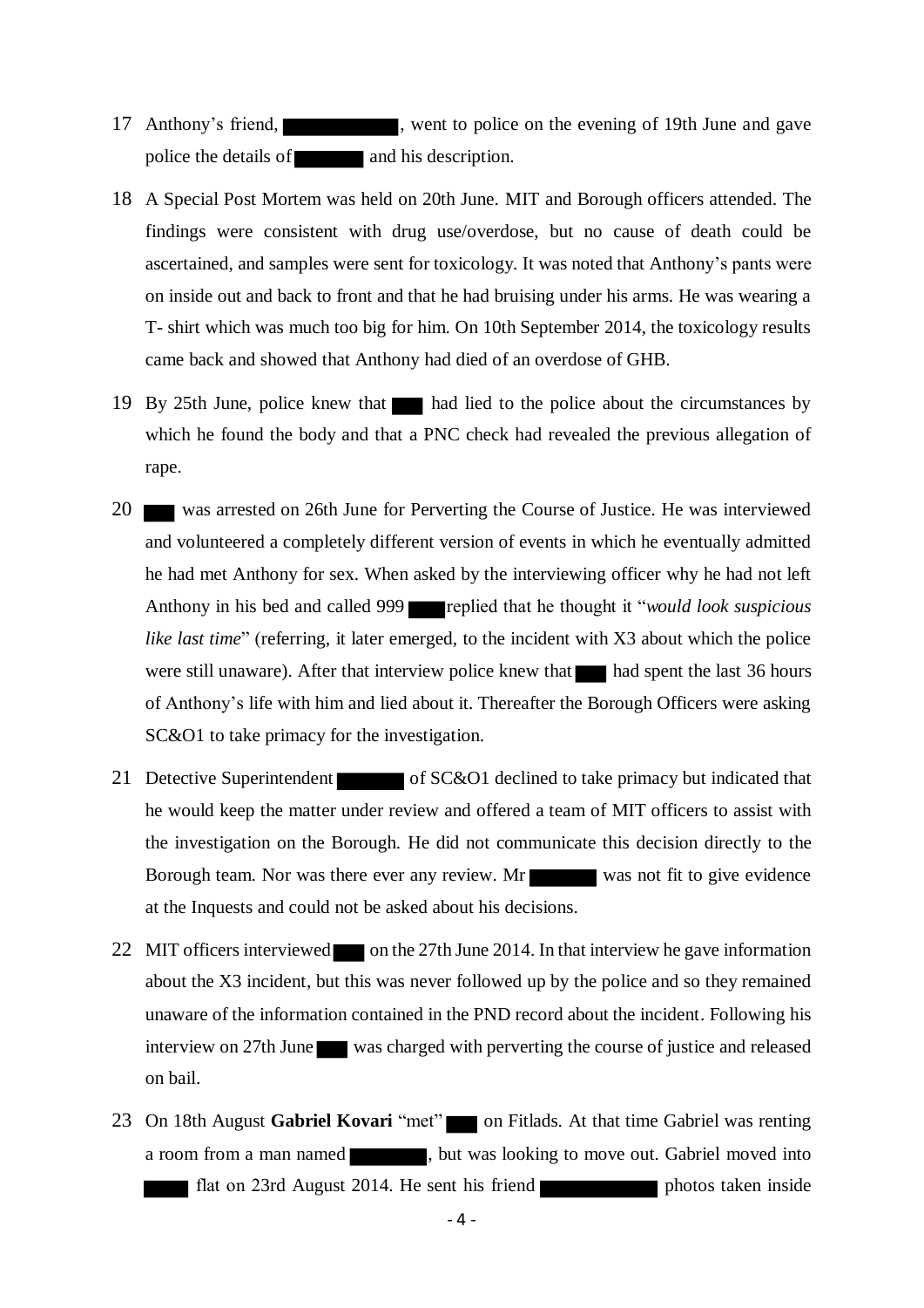17 Anthony's friend, ██████████, went to police on the evening of 19th June and gave police the details of ██████ and his description.

18 A Special Post Mortem was held on 20th June. MIT and Borough officers attended. The findings were consistent with drug use/overdose, but no cause of death could be ascertained, and samples were sent for toxicology. It was noted that Anthony's pants were on inside out and back to front and that he had bruising under his arms. He was wearing a T- shirt which was much too big for him. On 10th September 2014, the toxicology results came back and showed that Anthony had died of an overdose of GHB.

19 By 25th June, police knew that ███ had lied to the police about the circumstances by which he found the body and that a PNC check had revealed the previous allegation of rape.

20 ███ was arrested on 26th June for Perverting the Course of Justice. He was interviewed and volunteered a completely different version of events in which he eventually admitted he had met Anthony for sex. When asked by the interviewing officer why he had not left Anthony in his bed and called 999 ███ replied that he thought it "*would look suspicious like last time*" (referring, it later emerged, to the incident with X3 about which the police were still unaware). After that interview police knew that ███ had spent the last 36 hours of Anthony's life with him and lied about it. Thereafter the Borough Officers were asking SC&O1 to take primacy for the investigation.

21 Detective Superintendent ██████ of SC&O1 declined to take primacy but indicated that he would keep the matter under review and offered a team of MIT officers to assist with the investigation on the Borough. He did not communicate this decision directly to the Borough team. Nor was there ever any review. Mr ██████ was not fit to give evidence at the Inquests and could not be asked about his decisions.

22 MIT officers interviewed ███ on the 27th June 2014. In that interview he gave information about the X3 incident, but this was never followed up by the police and so they remained unaware of the information contained in the PND record about the incident. Following his interview on 27th June ███ was charged with perverting the course of justice and released on bail.

23 On 18th August **Gabriel Kovari** "met" ███ on Fitlads. At that time Gabriel was renting a room from a man named ██████, but was looking to move out. Gabriel moved into ███ flat on 23rd August 2014. He sent his friend ██████████ photos taken inside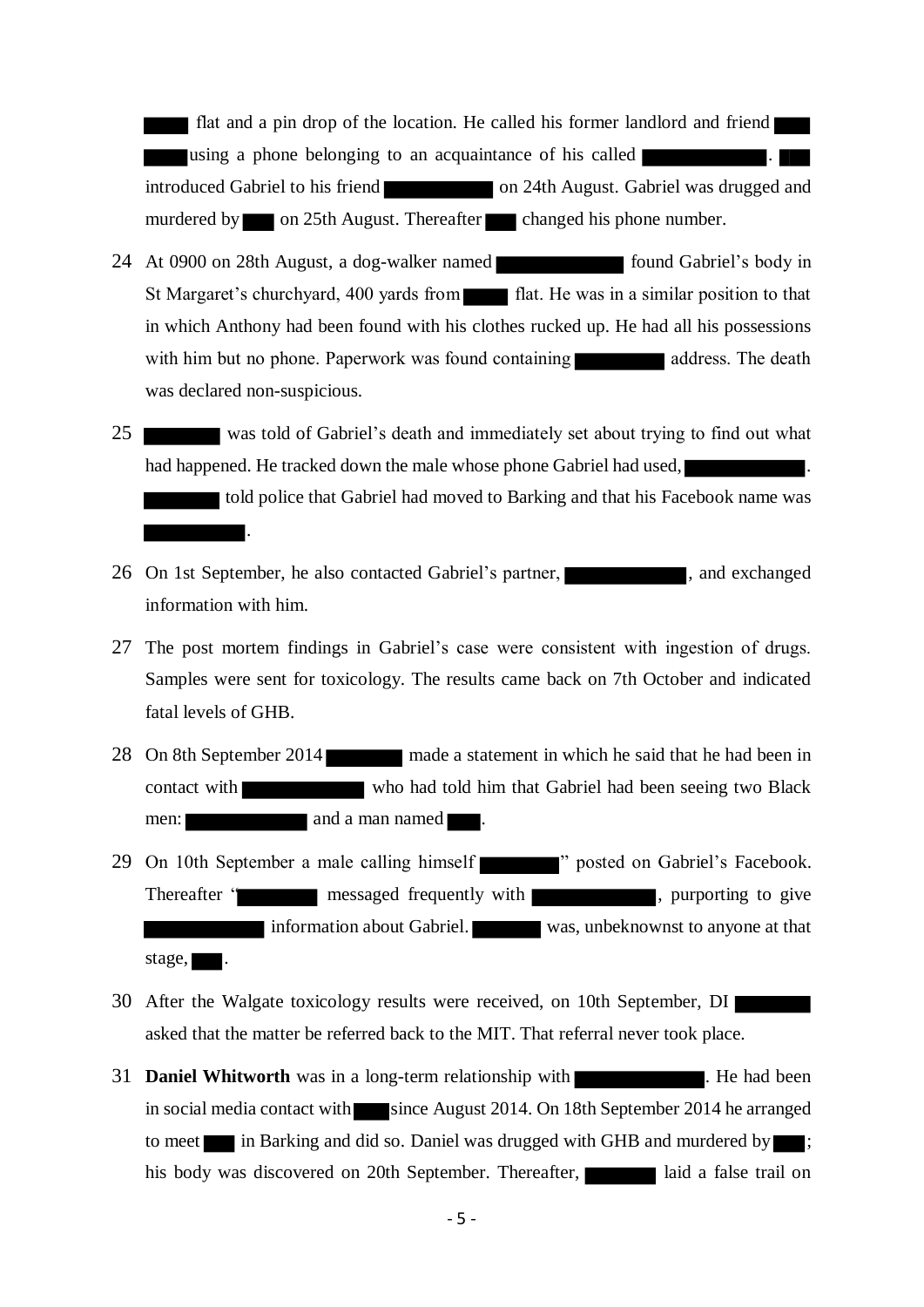flat and a pin drop of the location. He called his former landlord and friend using a phone belonging to an acquaintance of his called . introduced Gabriel to his friend on 24th August. Gabriel was drugged and murdered by on 25th August. Thereafter changed his phone number.

24 At 0900 on 28th August, a dog-walker named found Gabriel's body in St Margaret's churchyard, 400 yards from flat. He was in a similar position to that in which Anthony had been found with his clothes rucked up. He had all his possessions with him but no phone. Paperwork was found containing address. The death was declared non-suspicious.

25 was told of Gabriel's death and immediately set about trying to find out what had happened. He tracked down the male whose phone Gabriel had used, . told police that Gabriel had moved to Barking and that his Facebook name was .

26 On 1st September, he also contacted Gabriel's partner, , and exchanged information with him.

27 The post mortem findings in Gabriel's case were consistent with ingestion of drugs. Samples were sent for toxicology. The results came back on 7th October and indicated fatal levels of GHB.

28 On 8th September 2014 made a statement in which he said that he had been in contact with who had told him that Gabriel had been seeing two Black men: and a man named .

29 On 10th September a male calling himself " posted on Gabriel's Facebook. Thereafter " messaged frequently with , purporting to give information about Gabriel. was, unbeknownst to anyone at that stage, .

30 After the Walgate toxicology results were received, on 10th September, DI asked that the matter be referred back to the MIT. That referral never took place.

31 **Daniel Whitworth** was in a long-term relationship with . He had been in social media contact with since August 2014. On 18th September 2014 he arranged to meet in Barking and did so. Daniel was drugged with GHB and murdered by ; his body was discovered on 20th September. Thereafter, laid a false trail on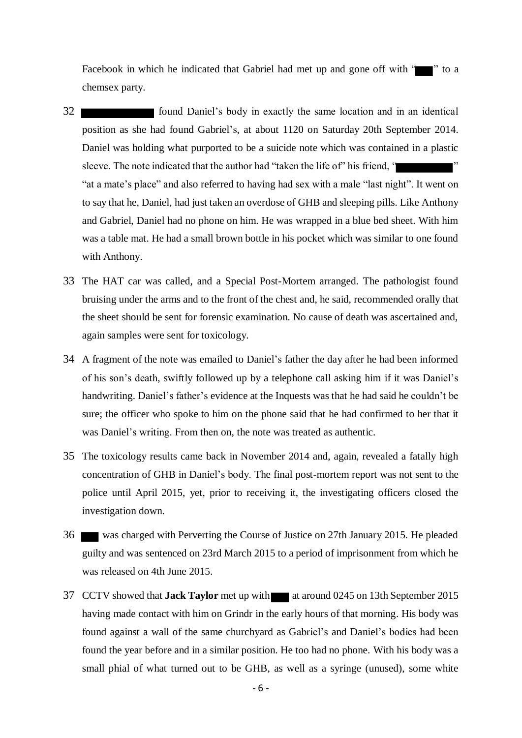Facebook in which he indicated that Gabriel had met up and gone off with "███" to a chemsex party.

32 ███████████ found Daniel's body in exactly the same location and in an identical position as she had found Gabriel's, at about 1120 on Saturday 20th September 2014. Daniel was holding what purported to be a suicide note which was contained in a plastic sleeve. The note indicated that the author had "taken the life of" his friend, "██████████" "at a mate's place" and also referred to having had sex with a male "last night". It went on to say that he, Daniel, had just taken an overdose of GHB and sleeping pills. Like Anthony and Gabriel, Daniel had no phone on him. He was wrapped in a blue bed sheet. With him was a table mat. He had a small brown bottle in his pocket which was similar to one found with Anthony.

33 The HAT car was called, and a Special Post-Mortem arranged. The pathologist found bruising under the arms and to the front of the chest and, he said, recommended orally that the sheet should be sent for forensic examination. No cause of death was ascertained and, again samples were sent for toxicology.

34 A fragment of the note was emailed to Daniel's father the day after he had been informed of his son's death, swiftly followed up by a telephone call asking him if it was Daniel's handwriting. Daniel's father's evidence at the Inquests was that he had said he couldn't be sure; the officer who spoke to him on the phone said that he had confirmed to her that it was Daniel's writing. From then on, the note was treated as authentic.

35 The toxicology results came back in November 2014 and, again, revealed a fatally high concentration of GHB in Daniel's body. The final post-mortem report was not sent to the police until April 2015, yet, prior to receiving it, the investigating officers closed the investigation down.

36 ███ was charged with Perverting the Course of Justice on 27th January 2015. He pleaded guilty and was sentenced on 23rd March 2015 to a period of imprisonment from which he was released on 4th June 2015.

37 CCTV showed that **Jack Taylor** met up with ███ at around 0245 on 13th September 2015 having made contact with him on Grindr in the early hours of that morning. His body was found against a wall of the same churchyard as Gabriel's and Daniel's bodies had been found the year before and in a similar position. He too had no phone. With his body was a small phial of what turned out to be GHB, as well as a syringe (unused), some white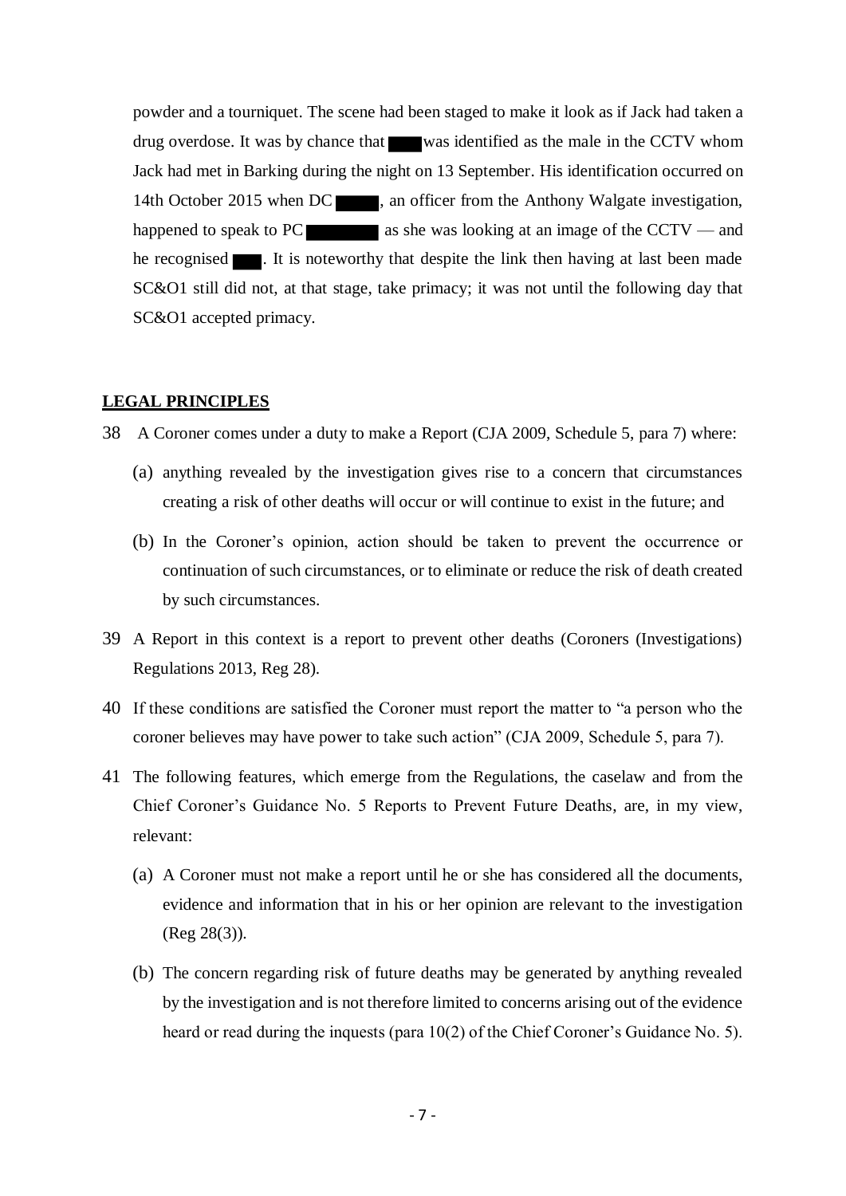powder and a tourniquet. The scene had been staged to make it look as if Jack had taken a drug overdose. It was by chance that ████ was identified as the male in the CCTV whom Jack had met in Barking during the night on 13 September. His identification occurred on 14th October 2015 when DC ████, an officer from the Anthony Walgate investigation, happened to speak to PC ████ as she was looking at an image of the CCTV — and he recognised ████. It is noteworthy that despite the link then having at last been made SC&O1 still did not, at that stage, take primacy; it was not until the following day that SC&O1 accepted primacy.

## LEGAL PRINCIPLES

38 A Coroner comes under a duty to make a Report (CJA 2009, Schedule 5, para 7) where:

(a) anything revealed by the investigation gives rise to a concern that circumstances creating a risk of other deaths will occur or will continue to exist in the future; and

(b) In the Coroner's opinion, action should be taken to prevent the occurrence or continuation of such circumstances, or to eliminate or reduce the risk of death created by such circumstances.

39 A Report in this context is a report to prevent other deaths (Coroners (Investigations) Regulations 2013, Reg 28).

40 If these conditions are satisfied the Coroner must report the matter to "a person who the coroner believes may have power to take such action" (CJA 2009, Schedule 5, para 7).

41 The following features, which emerge from the Regulations, the caselaw and from the Chief Coroner's Guidance No. 5 Reports to Prevent Future Deaths, are, in my view, relevant:

(a) A Coroner must not make a report until he or she has considered all the documents, evidence and information that in his or her opinion are relevant to the investigation (Reg 28(3)).

(b) The concern regarding risk of future deaths may be generated by anything revealed by the investigation and is not therefore limited to concerns arising out of the evidence heard or read during the inquests (para 10(2) of the Chief Coroner's Guidance No. 5).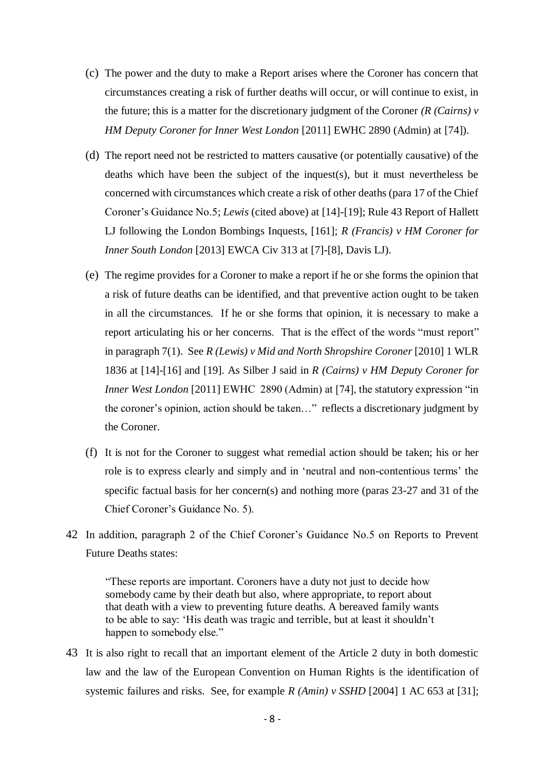(c) The power and the duty to make a Report arises where the Coroner has concern that circumstances creating a risk of further deaths will occur, or will continue to exist, in the future; this is a matter for the discretionary judgment of the Coroner *(R (Cairns) v HM Deputy Coroner for Inner West London* [2011] EWHC 2890 (Admin) at [74]).

(d) The report need not be restricted to matters causative (or potentially causative) of the deaths which have been the subject of the inquest(s), but it must nevertheless be concerned with circumstances which create a risk of other deaths (para 17 of the Chief Coroner's Guidance No.5; *Lewis* (cited above) at [14]-[19]; Rule 43 Report of Hallett LJ following the London Bombings Inquests, [161]; *R (Francis) v HM Coroner for Inner South London* [2013] EWCA Civ 313 at [7]-[8], Davis LJ).

(e) The regime provides for a Coroner to make a report if he or she forms the opinion that a risk of future deaths can be identified, and that preventive action ought to be taken in all the circumstances. If he or she forms that opinion, it is necessary to make a report articulating his or her concerns. That is the effect of the words "must report" in paragraph 7(1). See *R (Lewis) v Mid and North Shropshire Coroner* [2010] 1 WLR 1836 at [14]-[16] and [19]. As Silber J said in *R (Cairns) v HM Deputy Coroner for Inner West London* [2011] EWHC 2890 (Admin) at [74], the statutory expression "in the coroner's opinion, action should be taken…" reflects a discretionary judgment by the Coroner.

(f) It is not for the Coroner to suggest what remedial action should be taken; his or her role is to express clearly and simply and in 'neutral and non-contentious terms' the specific factual basis for her concern(s) and nothing more (paras 23-27 and 31 of the Chief Coroner's Guidance No. 5).

42 In addition, paragraph 2 of the Chief Coroner's Guidance No.5 on Reports to Prevent Future Deaths states:

> "These reports are important. Coroners have a duty not just to decide how somebody came by their death but also, where appropriate, to report about that death with a view to preventing future deaths. A bereaved family wants to be able to say: 'His death was tragic and terrible, but at least it shouldn't happen to somebody else."

43 It is also right to recall that an important element of the Article 2 duty in both domestic law and the law of the European Convention on Human Rights is the identification of systemic failures and risks. See, for example *R (Amin) v SSHD* [2004] 1 AC 653 at [31];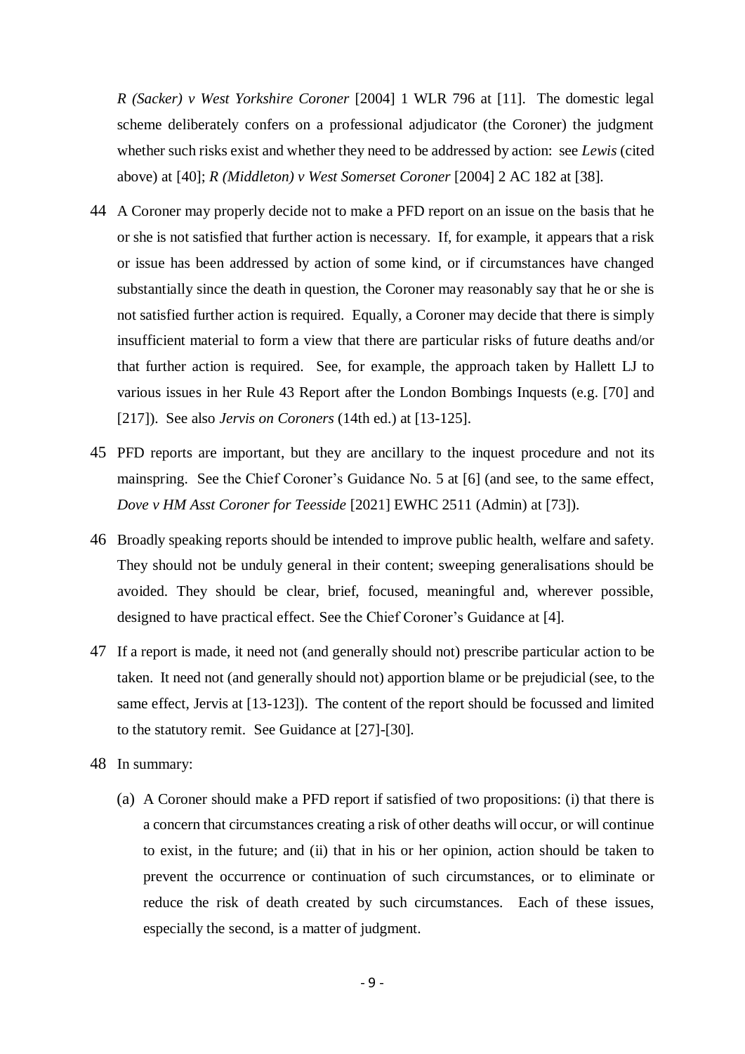*R (Sacker) v West Yorkshire Coroner* [2004] 1 WLR 796 at [11]. The domestic legal scheme deliberately confers on a professional adjudicator (the Coroner) the judgment whether such risks exist and whether they need to be addressed by action: see *Lewis* (cited above) at [40]; *R (Middleton) v West Somerset Coroner* [2004] 2 AC 182 at [38].

44 A Coroner may properly decide not to make a PFD report on an issue on the basis that he or she is not satisfied that further action is necessary. If, for example, it appears that a risk or issue has been addressed by action of some kind, or if circumstances have changed substantially since the death in question, the Coroner may reasonably say that he or she is not satisfied further action is required. Equally, a Coroner may decide that there is simply insufficient material to form a view that there are particular risks of future deaths and/or that further action is required. See, for example, the approach taken by Hallett LJ to various issues in her Rule 43 Report after the London Bombings Inquests (e.g. [70] and [217]). See also *Jervis on Coroners* (14th ed.) at [13-125].

45 PFD reports are important, but they are ancillary to the inquest procedure and not its mainspring. See the Chief Coroner's Guidance No. 5 at [6] (and see, to the same effect, *Dove v HM Asst Coroner for Teesside* [2021] EWHC 2511 (Admin) at [73]).

46 Broadly speaking reports should be intended to improve public health, welfare and safety. They should not be unduly general in their content; sweeping generalisations should be avoided. They should be clear, brief, focused, meaningful and, wherever possible, designed to have practical effect. See the Chief Coroner's Guidance at [4].

47 If a report is made, it need not (and generally should not) prescribe particular action to be taken. It need not (and generally should not) apportion blame or be prejudicial (see, to the same effect, Jervis at [13-123]). The content of the report should be focussed and limited to the statutory remit. See Guidance at [27]-[30].

48 In summary:

(a) A Coroner should make a PFD report if satisfied of two propositions: (i) that there is a concern that circumstances creating a risk of other deaths will occur, or will continue to exist, in the future; and (ii) that in his or her opinion, action should be taken to prevent the occurrence or continuation of such circumstances, or to eliminate or reduce the risk of death created by such circumstances. Each of these issues, especially the second, is a matter of judgment.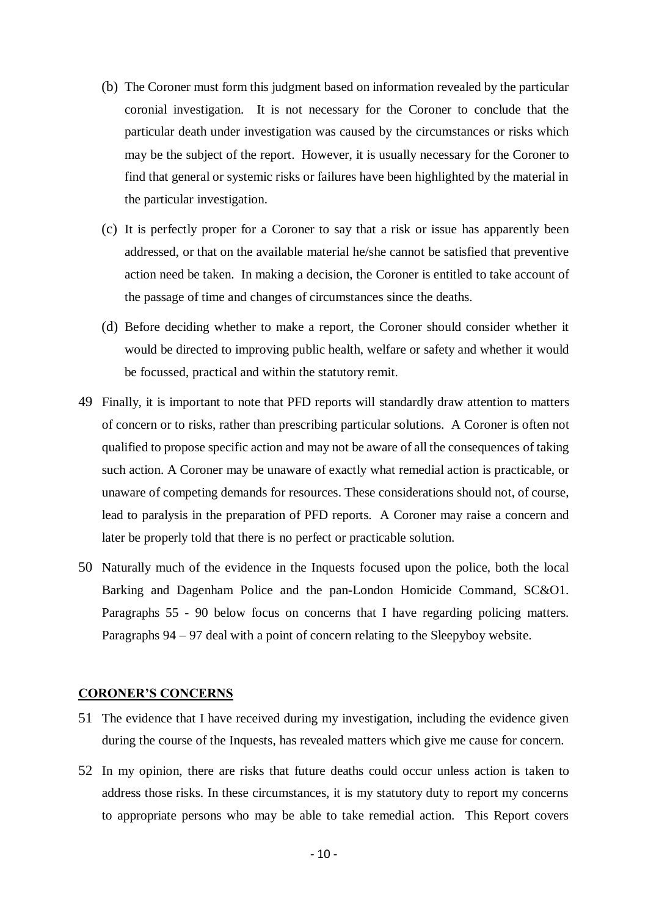(b) The Coroner must form this judgment based on information revealed by the particular coronial investigation. It is not necessary for the Coroner to conclude that the particular death under investigation was caused by the circumstances or risks which may be the subject of the report. However, it is usually necessary for the Coroner to find that general or systemic risks or failures have been highlighted by the material in the particular investigation.

(c) It is perfectly proper for a Coroner to say that a risk or issue has apparently been addressed, or that on the available material he/she cannot be satisfied that preventive action need be taken. In making a decision, the Coroner is entitled to take account of the passage of time and changes of circumstances since the deaths.

(d) Before deciding whether to make a report, the Coroner should consider whether it would be directed to improving public health, welfare or safety and whether it would be focussed, practical and within the statutory remit.

49 Finally, it is important to note that PFD reports will standardly draw attention to matters of concern or to risks, rather than prescribing particular solutions. A Coroner is often not qualified to propose specific action and may not be aware of all the consequences of taking such action. A Coroner may be unaware of exactly what remedial action is practicable, or unaware of competing demands for resources. These considerations should not, of course, lead to paralysis in the preparation of PFD reports. A Coroner may raise a concern and later be properly told that there is no perfect or practicable solution.

50 Naturally much of the evidence in the Inquests focused upon the police, both the local Barking and Dagenham Police and the pan-London Homicide Command, SC&O1. Paragraphs 55 - 90 below focus on concerns that I have regarding policing matters. Paragraphs 94 – 97 deal with a point of concern relating to the Sleepyboy website.

## CORONER'S CONCERNS

51 The evidence that I have received during my investigation, including the evidence given during the course of the Inquests, has revealed matters which give me cause for concern.

52 In my opinion, there are risks that future deaths could occur unless action is taken to address those risks. In these circumstances, it is my statutory duty to report my concerns to appropriate persons who may be able to take remedial action. This Report covers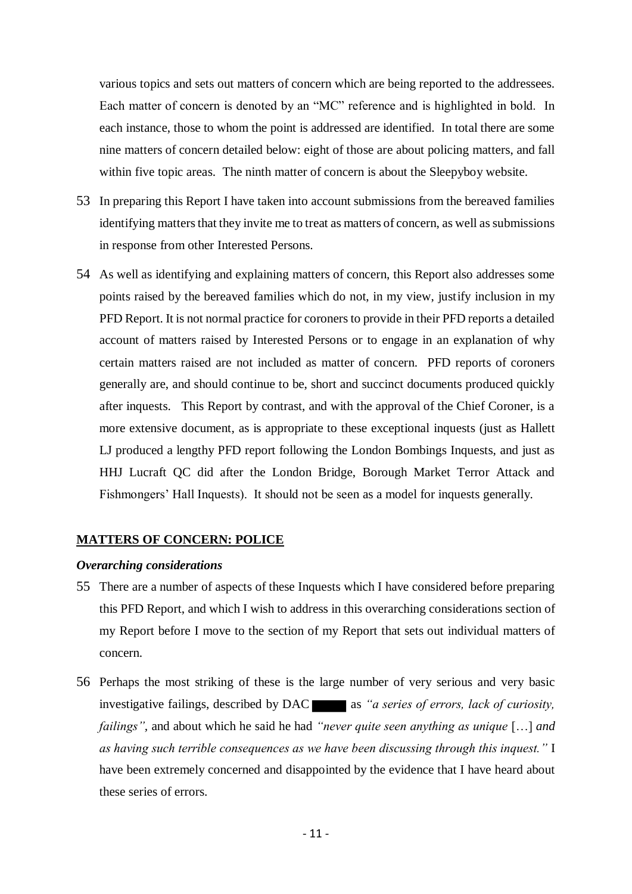various topics and sets out matters of concern which are being reported to the addressees. Each matter of concern is denoted by an "MC" reference and is highlighted in bold. In each instance, those to whom the point is addressed are identified. In total there are some nine matters of concern detailed below: eight of those are about policing matters, and fall within five topic areas. The ninth matter of concern is about the Sleepyboy website.

53 In preparing this Report I have taken into account submissions from the bereaved families identifying matters that they invite me to treat as matters of concern, as well as submissions in response from other Interested Persons.

54 As well as identifying and explaining matters of concern, this Report also addresses some points raised by the bereaved families which do not, in my view, justify inclusion in my PFD Report. It is not normal practice for coroners to provide in their PFD reports a detailed account of matters raised by Interested Persons or to engage in an explanation of why certain matters raised are not included as matter of concern. PFD reports of coroners generally are, and should continue to be, short and succinct documents produced quickly after inquests. This Report by contrast, and with the approval of the Chief Coroner, is a more extensive document, as is appropriate to these exceptional inquests (just as Hallett LJ produced a lengthy PFD report following the London Bombings Inquests, and just as HHJ Lucraft QC did after the London Bridge, Borough Market Terror Attack and Fishmongers' Hall Inquests). It should not be seen as a model for inquests generally.

## MATTERS OF CONCERN: POLICE

### *Overarching considerations*

55 There are a number of aspects of these Inquests which I have considered before preparing this PFD Report, and which I wish to address in this overarching considerations section of my Report before I move to the section of my Report that sets out individual matters of concern.

56 Perhaps the most striking of these is the large number of very serious and very basic investigative failings, described by DAC ██████ as *"a series of errors, lack of curiosity, failings"*, and about which he said he had *"never quite seen anything as unique* […] *and as having such terrible consequences as we have been discussing through this inquest."* I have been extremely concerned and disappointed by the evidence that I have heard about these series of errors.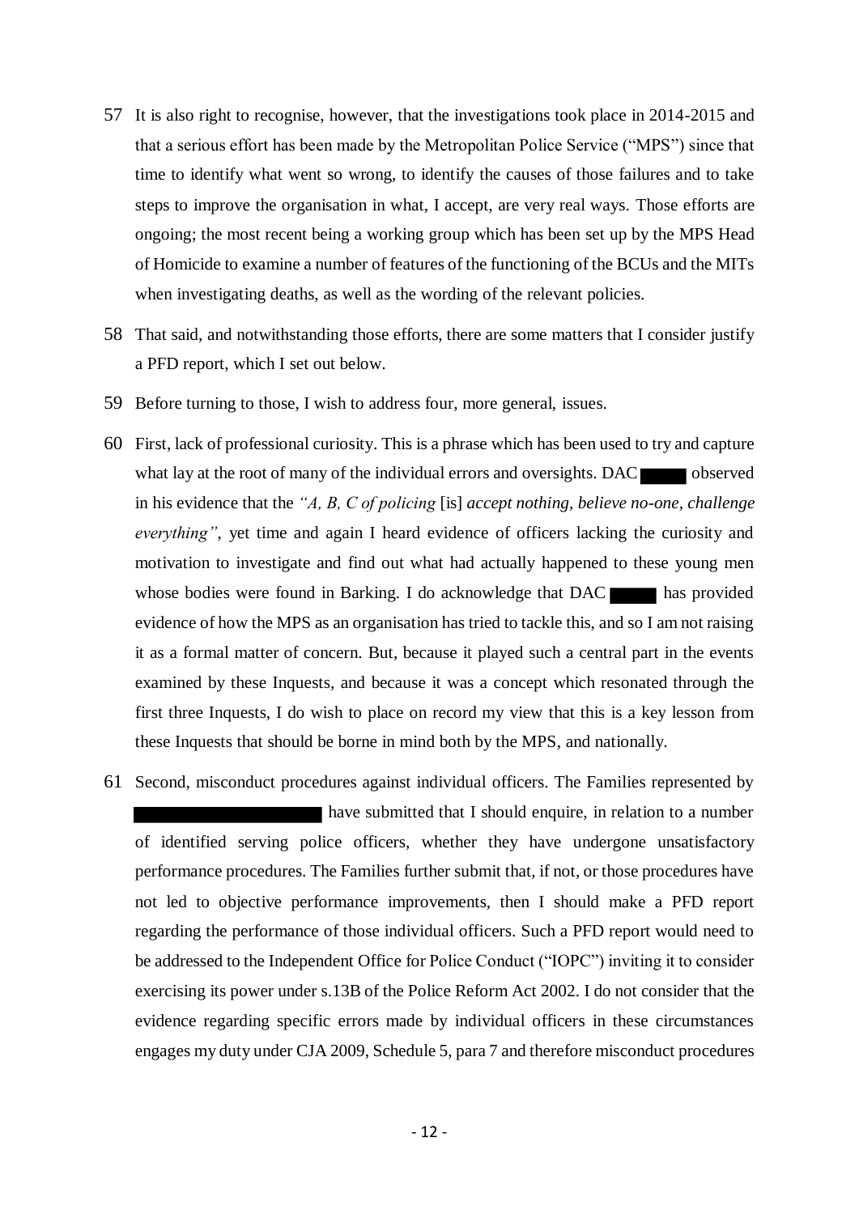57 It is also right to recognise, however, that the investigations took place in 2014-2015 and that a serious effort has been made by the Metropolitan Police Service ("MPS") since that time to identify what went so wrong, to identify the causes of those failures and to take steps to improve the organisation in what, I accept, are very real ways. Those efforts are ongoing; the most recent being a working group which has been set up by the MPS Head of Homicide to examine a number of features of the functioning of the BCUs and the MITs when investigating deaths, as well as the wording of the relevant policies.

58 That said, and notwithstanding those efforts, there are some matters that I consider justify a PFD report, which I set out below.

59 Before turning to those, I wish to address four, more general, issues.

60 First, lack of professional curiosity. This is a phrase which has been used to try and capture what lay at the root of many of the individual errors and oversights. DAC ████ observed in his evidence that the *"A, B, C of policing* [is] *accept nothing, believe no-one, challenge everything"*, yet time and again I heard evidence of officers lacking the curiosity and motivation to investigate and find out what had actually happened to these young men whose bodies were found in Barking. I do acknowledge that DAC ████ has provided evidence of how the MPS as an organisation has tried to tackle this, and so I am not raising it as a formal matter of concern. But, because it played such a central part in the events examined by these Inquests, and because it was a concept which resonated through the first three Inquests, I do wish to place on record my view that this is a key lesson from these Inquests that should be borne in mind both by the MPS, and nationally.

61 Second, misconduct procedures against individual officers. The Families represented by ████████████████ have submitted that I should enquire, in relation to a number of identified serving police officers, whether they have undergone unsatisfactory performance procedures. The Families further submit that, if not, or those procedures have not led to objective performance improvements, then I should make a PFD report regarding the performance of those individual officers. Such a PFD report would need to be addressed to the Independent Office for Police Conduct ("IOPC") inviting it to consider exercising its power under s.13B of the Police Reform Act 2002. I do not consider that the evidence regarding specific errors made by individual officers in these circumstances engages my duty under CJA 2009, Schedule 5, para 7 and therefore misconduct procedures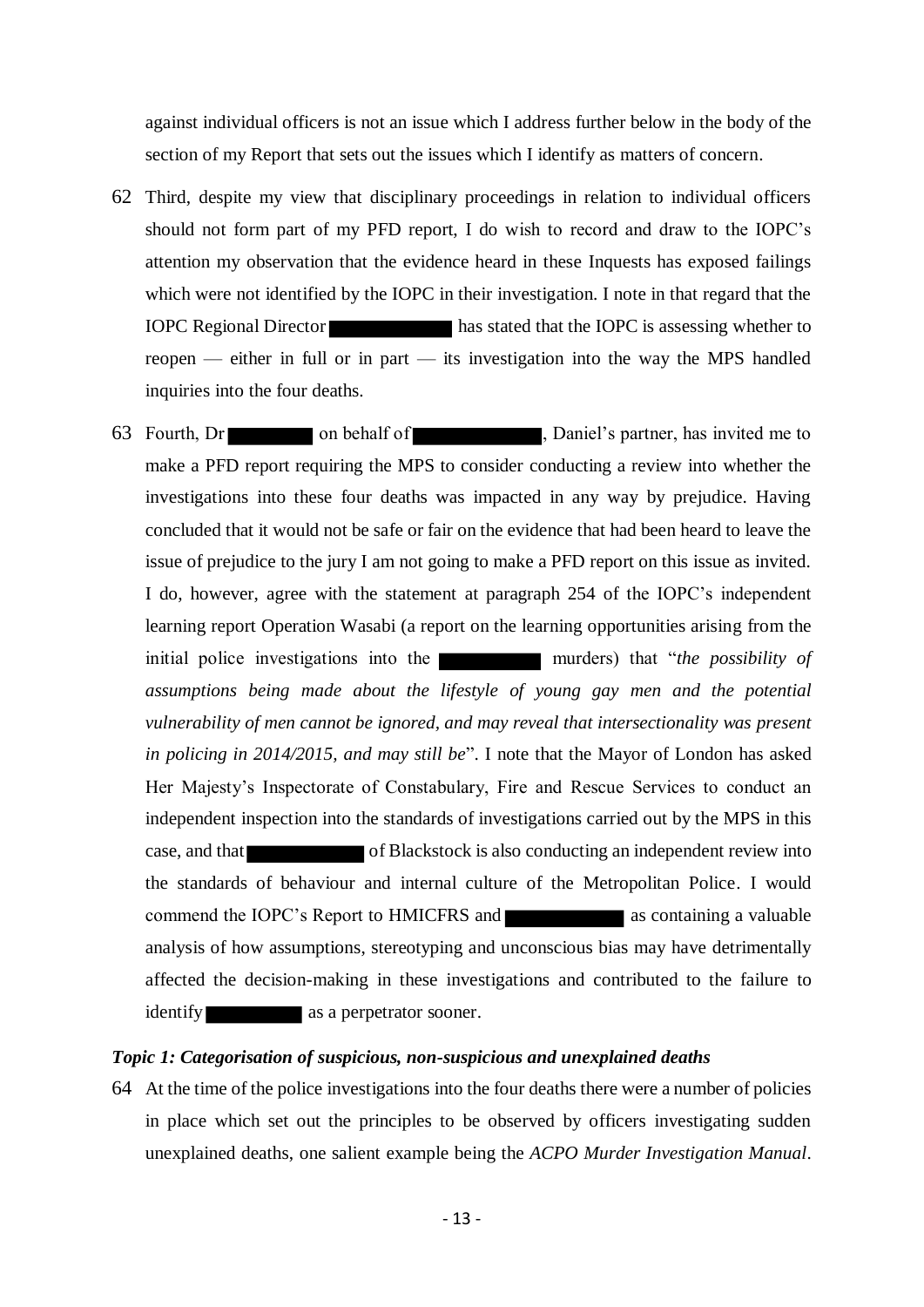against individual officers is not an issue which I address further below in the body of the section of my Report that sets out the issues which I identify as matters of concern.

62 Third, despite my view that disciplinary proceedings in relation to individual officers should not form part of my PFD report, I do wish to record and draw to the IOPC's attention my observation that the evidence heard in these Inquests has exposed failings which were not identified by the IOPC in their investigation. I note in that regard that the IOPC Regional Director ██████████ has stated that the IOPC is assessing whether to reopen — either in full or in part — its investigation into the way the MPS handled inquiries into the four deaths.

63 Fourth, Dr ██████ on behalf of ██████████, Daniel's partner, has invited me to make a PFD report requiring the MPS to consider conducting a review into whether the investigations into these four deaths was impacted in any way by prejudice. Having concluded that it would not be safe or fair on the evidence that had been heard to leave the issue of prejudice to the jury I am not going to make a PFD report on this issue as invited. I do, however, agree with the statement at paragraph 254 of the IOPC's independent learning report Operation Wasabi (a report on the learning opportunities arising from the initial police investigations into the ████████ murders) that "*the possibility of assumptions being made about the lifestyle of young gay men and the potential vulnerability of men cannot be ignored, and may reveal that intersectionality was present in policing in 2014/2015, and may still be*". I note that the Mayor of London has asked Her Majesty's Inspectorate of Constabulary, Fire and Rescue Services to conduct an independent inspection into the standards of investigations carried out by the MPS in this case, and that ██████████ of Blackstock is also conducting an independent review into the standards of behaviour and internal culture of the Metropolitan Police. I would commend the IOPC's Report to HMICFRS and ██████████ as containing a valuable analysis of how assumptions, stereotyping and unconscious bias may have detrimentally affected the decision-making in these investigations and contributed to the failure to identify ████████ as a perpetrator sooner.

### *Topic 1: Categorisation of suspicious, non-suspicious and unexplained deaths*

64 At the time of the police investigations into the four deaths there were a number of policies in place which set out the principles to be observed by officers investigating sudden unexplained deaths, one salient example being the *ACPO Murder Investigation Manual*.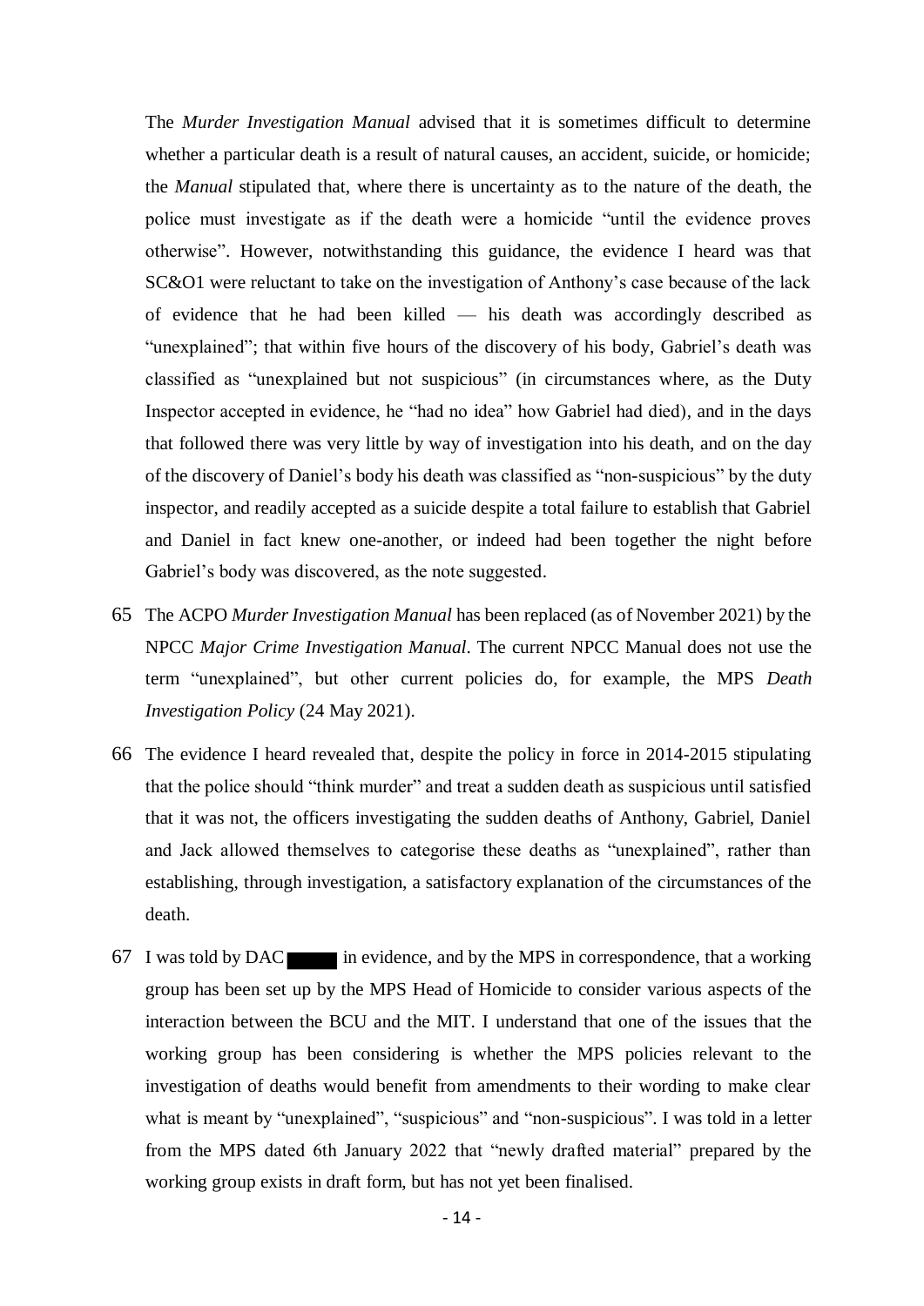The *Murder Investigation Manual* advised that it is sometimes difficult to determine whether a particular death is a result of natural causes, an accident, suicide, or homicide; the *Manual* stipulated that, where there is uncertainty as to the nature of the death, the police must investigate as if the death were a homicide "until the evidence proves otherwise". However, notwithstanding this guidance, the evidence I heard was that SC&O1 were reluctant to take on the investigation of Anthony's case because of the lack of evidence that he had been killed — his death was accordingly described as "unexplained"; that within five hours of the discovery of his body, Gabriel's death was classified as "unexplained but not suspicious" (in circumstances where, as the Duty Inspector accepted in evidence, he "had no idea" how Gabriel had died), and in the days that followed there was very little by way of investigation into his death, and on the day of the discovery of Daniel's body his death was classified as "non-suspicious" by the duty inspector, and readily accepted as a suicide despite a total failure to establish that Gabriel and Daniel in fact knew one-another, or indeed had been together the night before Gabriel's body was discovered, as the note suggested.

65 The ACPO *Murder Investigation Manual* has been replaced (as of November 2021) by the NPCC *Major Crime Investigation Manual*. The current NPCC Manual does not use the term "unexplained", but other current policies do, for example, the MPS *Death Investigation Policy* (24 May 2021).

66 The evidence I heard revealed that, despite the policy in force in 2014-2015 stipulating that the police should "think murder" and treat a sudden death as suspicious until satisfied that it was not, the officers investigating the sudden deaths of Anthony, Gabriel, Daniel and Jack allowed themselves to categorise these deaths as "unexplained", rather than establishing, through investigation, a satisfactory explanation of the circumstances of the death.

67 I was told by DAC ████ in evidence, and by the MPS in correspondence, that a working group has been set up by the MPS Head of Homicide to consider various aspects of the interaction between the BCU and the MIT. I understand that one of the issues that the working group has been considering is whether the MPS policies relevant to the investigation of deaths would benefit from amendments to their wording to make clear what is meant by "unexplained", "suspicious" and "non-suspicious". I was told in a letter from the MPS dated 6th January 2022 that "newly drafted material" prepared by the working group exists in draft form, but has not yet been finalised.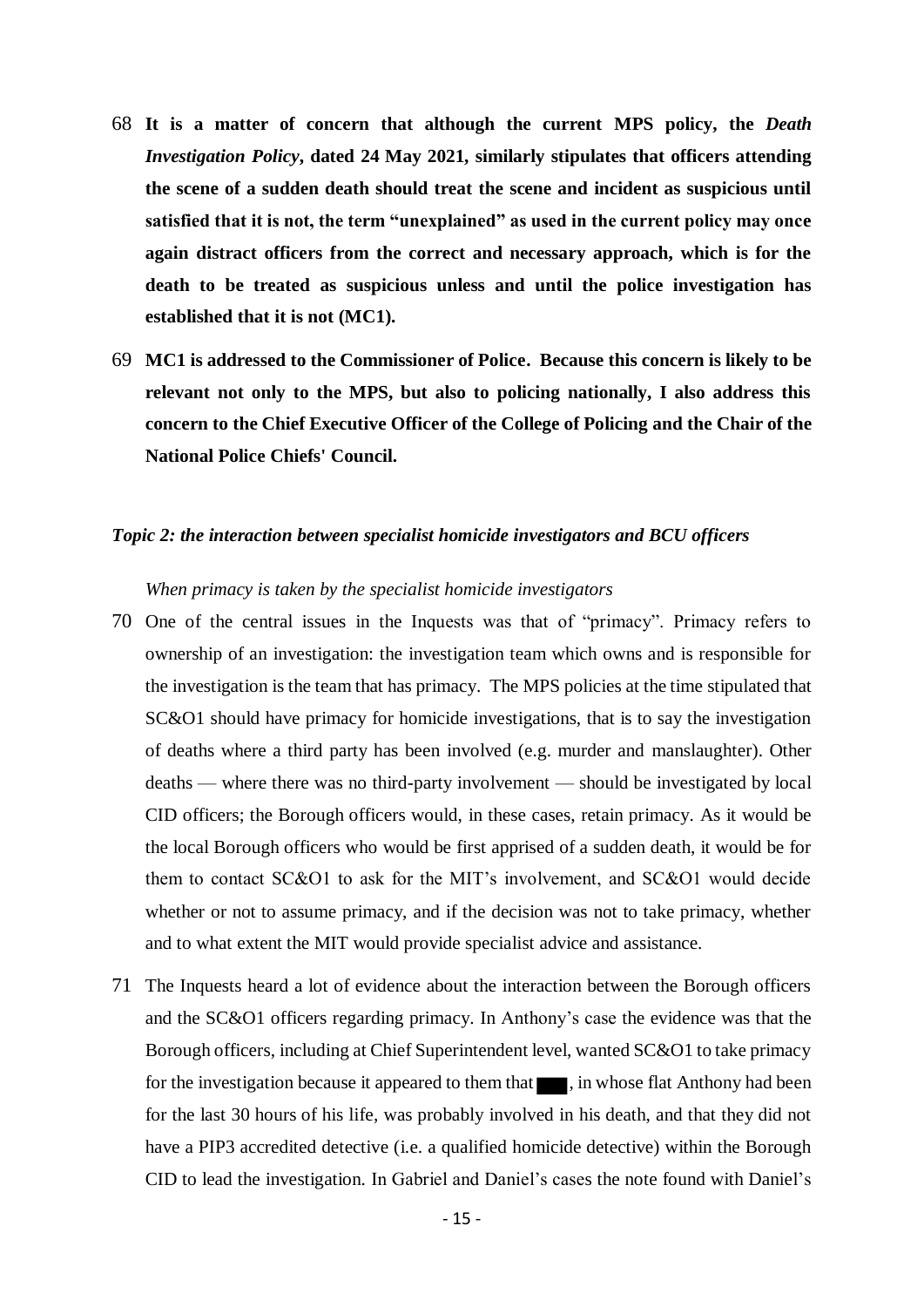68 **It is a matter of concern that although the current MPS policy, the *Death Investigation Policy*, dated 24 May 2021, similarly stipulates that officers attending the scene of a sudden death should treat the scene and incident as suspicious until satisfied that it is not, the term "unexplained" as used in the current policy may once again distract officers from the correct and necessary approach, which is for the death to be treated as suspicious unless and until the police investigation has established that it is not (MC1).**

69 **MC1 is addressed to the Commissioner of Police. Because this concern is likely to be relevant not only to the MPS, but also to policing nationally, I also address this concern to the Chief Executive Officer of the College of Policing and the Chair of the National Police Chiefs' Council.**

### *Topic 2: the interaction between specialist homicide investigators and BCU officers*

*When primacy is taken by the specialist homicide investigators*

70 One of the central issues in the Inquests was that of "primacy". Primacy refers to ownership of an investigation: the investigation team which owns and is responsible for the investigation is the team that has primacy. The MPS policies at the time stipulated that SC&O1 should have primacy for homicide investigations, that is to say the investigation of deaths where a third party has been involved (e.g. murder and manslaughter). Other deaths — where there was no third-party involvement — should be investigated by local CID officers; the Borough officers would, in these cases, retain primacy. As it would be the local Borough officers who would be first apprised of a sudden death, it would be for them to contact SC&O1 to ask for the MIT's involvement, and SC&O1 would decide whether or not to assume primacy, and if the decision was not to take primacy, whether and to what extent the MIT would provide specialist advice and assistance.

71 The Inquests heard a lot of evidence about the interaction between the Borough officers and the SC&O1 officers regarding primacy. In Anthony's case the evidence was that the Borough officers, including at Chief Superintendent level, wanted SC&O1 to take primacy for the investigation because it appeared to them that ███, in whose flat Anthony had been for the last 30 hours of his life, was probably involved in his death, and that they did not have a PIP3 accredited detective (i.e. a qualified homicide detective) within the Borough CID to lead the investigation. In Gabriel and Daniel's cases the note found with Daniel's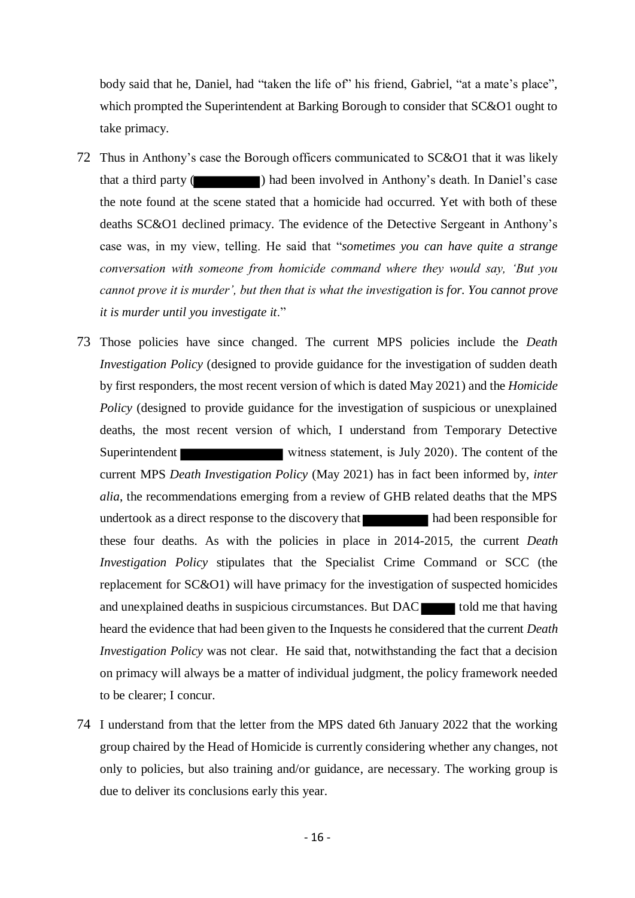body said that he, Daniel, had "taken the life of" his friend, Gabriel, "at a mate's place", which prompted the Superintendent at Barking Borough to consider that SC&O1 ought to take primacy.

72 Thus in Anthony's case the Borough officers communicated to SC&O1 that it was likely that a third party (█████) had been involved in Anthony's death. In Daniel's case the note found at the scene stated that a homicide had occurred. Yet with both of these deaths SC&O1 declined primacy. The evidence of the Detective Sergeant in Anthony's case was, in my view, telling. He said that "*sometimes you can have quite a strange conversation with someone from homicide command where they would say, 'But you cannot prove it is murder', but then that is what the investigation is for. You cannot prove it is murder until you investigate it*."

73 Those policies have since changed. The current MPS policies include the *Death Investigation Policy* (designed to provide guidance for the investigation of sudden death by first responders, the most recent version of which is dated May 2021) and the *Homicide Policy* (designed to provide guidance for the investigation of suspicious or unexplained deaths, the most recent version of which, I understand from Temporary Detective Superintendent █████ witness statement, is July 2020). The content of the current MPS *Death Investigation Policy* (May 2021) has in fact been informed by, *inter alia*, the recommendations emerging from a review of GHB related deaths that the MPS undertook as a direct response to the discovery that █████ had been responsible for these four deaths. As with the policies in place in 2014-2015, the current *Death Investigation Policy* stipulates that the Specialist Crime Command or SCC (the replacement for SC&O1) will have primacy for the investigation of suspected homicides and unexplained deaths in suspicious circumstances. But DAC █████ told me that having heard the evidence that had been given to the Inquests he considered that the current *Death Investigation Policy* was not clear. He said that, notwithstanding the fact that a decision on primacy will always be a matter of individual judgment, the policy framework needed to be clearer; I concur.

74 I understand from that the letter from the MPS dated 6th January 2022 that the working group chaired by the Head of Homicide is currently considering whether any changes, not only to policies, but also training and/or guidance, are necessary. The working group is due to deliver its conclusions early this year.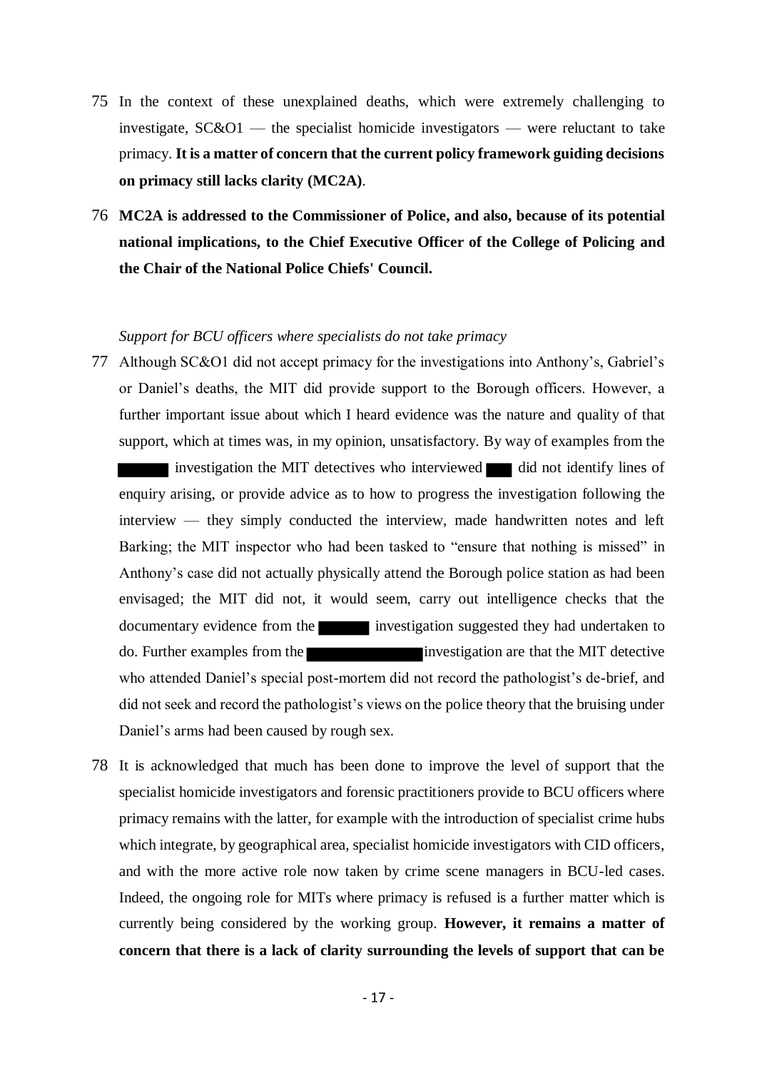75 In the context of these unexplained deaths, which were extremely challenging to investigate, SC&O1 — the specialist homicide investigators — were reluctant to take primacy. **It is a matter of concern that the current policy framework guiding decisions on primacy still lacks clarity (MC2A)**.

76 **MC2A is addressed to the Commissioner of Police, and also, because of its potential national implications, to the Chief Executive Officer of the College of Policing and the Chair of the National Police Chiefs' Council.**

*Support for BCU officers where specialists do not take primacy*

77 Although SC&O1 did not accept primacy for the investigations into Anthony's, Gabriel's or Daniel's deaths, the MIT did provide support to the Borough officers. However, a further important issue about which I heard evidence was the nature and quality of that support, which at times was, in my opinion, unsatisfactory. By way of examples from the ██████ investigation the MIT detectives who interviewed ███ did not identify lines of enquiry arising, or provide advice as to how to progress the investigation following the interview — they simply conducted the interview, made handwritten notes and left Barking; the MIT inspector who had been tasked to "ensure that nothing is missed" in Anthony's case did not actually physically attend the Borough police station as had been envisaged; the MIT did not, it would seem, carry out intelligence checks that the documentary evidence from the ██████ investigation suggested they had undertaken to do. Further examples from the ████████████ investigation are that the MIT detective who attended Daniel's special post-mortem did not record the pathologist's de-brief, and did not seek and record the pathologist's views on the police theory that the bruising under Daniel's arms had been caused by rough sex.

78 It is acknowledged that much has been done to improve the level of support that the specialist homicide investigators and forensic practitioners provide to BCU officers where primacy remains with the latter, for example with the introduction of specialist crime hubs which integrate, by geographical area, specialist homicide investigators with CID officers, and with the more active role now taken by crime scene managers in BCU-led cases. Indeed, the ongoing role for MITs where primacy is refused is a further matter which is currently being considered by the working group. **However, it remains a matter of concern that there is a lack of clarity surrounding the levels of support that can be**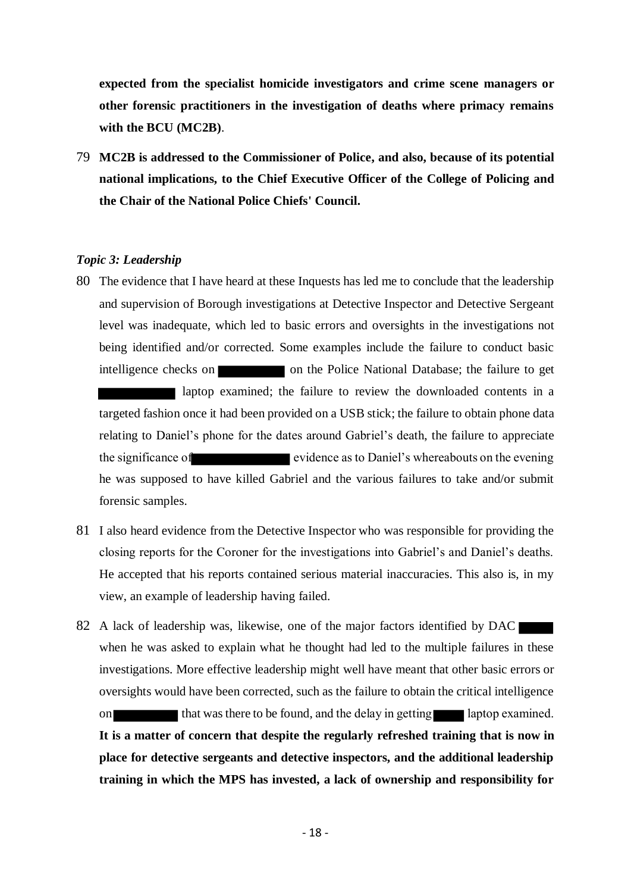**expected from the specialist homicide investigators and crime scene managers or other forensic practitioners in the investigation of deaths where primacy remains with the BCU (MC2B)**.

79 **MC2B is addressed to the Commissioner of Police, and also, because of its potential national implications, to the Chief Executive Officer of the College of Policing and the Chair of the National Police Chiefs' Council.**

***Topic 3: Leadership***

80 The evidence that I have heard at these Inquests has led me to conclude that the leadership and supervision of Borough investigations at Detective Inspector and Detective Sergeant level was inadequate, which led to basic errors and oversights in the investigations not being identified and/or corrected. Some examples include the failure to conduct basic intelligence checks on ██████ on the Police National Database; the failure to get ██████ laptop examined; the failure to review the downloaded contents in a targeted fashion once it had been provided on a USB stick; the failure to obtain phone data relating to Daniel's phone for the dates around Gabriel's death, the failure to appreciate the significance of ██████ evidence as to Daniel's whereabouts on the evening he was supposed to have killed Gabriel and the various failures to take and/or submit forensic samples.

81 I also heard evidence from the Detective Inspector who was responsible for providing the closing reports for the Coroner for the investigations into Gabriel's and Daniel's deaths. He accepted that his reports contained serious material inaccuracies. This also is, in my view, an example of leadership having failed.

82 A lack of leadership was, likewise, one of the major factors identified by DAC ██████ when he was asked to explain what he thought had led to the multiple failures in these investigations. More effective leadership might well have meant that other basic errors or oversights would have been corrected, such as the failure to obtain the critical intelligence on ██████ that was there to be found, and the delay in getting ██████ laptop examined. **It is a matter of concern that despite the regularly refreshed training that is now in place for detective sergeants and detective inspectors, and the additional leadership training in which the MPS has invested, a lack of ownership and responsibility for**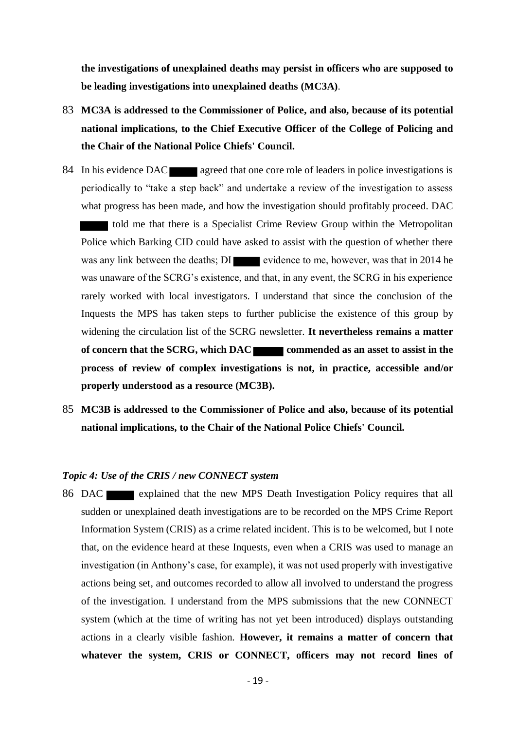**the investigations of unexplained deaths may persist in officers who are supposed to be leading investigations into unexplained deaths (MC3A)**.

83 **MC3A is addressed to the Commissioner of Police, and also, because of its potential national implications, to the Chief Executive Officer of the College of Policing and the Chair of the National Police Chiefs' Council.**

84 In his evidence DAC ████ agreed that one core role of leaders in police investigations is periodically to "take a step back" and undertake a review of the investigation to assess what progress has been made, and how the investigation should profitably proceed. DAC ████ told me that there is a Specialist Crime Review Group within the Metropolitan Police which Barking CID could have asked to assist with the question of whether there was any link between the deaths; DI ████ evidence to me, however, was that in 2014 he was unaware of the SCRG's existence, and that, in any event, the SCRG in his experience rarely worked with local investigators. I understand that since the conclusion of the Inquests the MPS has taken steps to further publicise the existence of this group by widening the circulation list of the SCRG newsletter. **It nevertheless remains a matter of concern that the SCRG, which DAC ████ commended as an asset to assist in the process of review of complex investigations is not, in practice, accessible and/or properly understood as a resource (MC3B).**

85 **MC3B is addressed to the Commissioner of Police and also, because of its potential national implications, to the Chair of the National Police Chiefs' Council.**

***Topic 4: Use of the CRIS / new CONNECT system***

86 DAC ████ explained that the new MPS Death Investigation Policy requires that all sudden or unexplained death investigations are to be recorded on the MPS Crime Report Information System (CRIS) as a crime related incident. This is to be welcomed, but I note that, on the evidence heard at these Inquests, even when a CRIS was used to manage an investigation (in Anthony's case, for example), it was not used properly with investigative actions being set, and outcomes recorded to allow all involved to understand the progress of the investigation. I understand from the MPS submissions that the new CONNECT system (which at the time of writing has not yet been introduced) displays outstanding actions in a clearly visible fashion. **However, it remains a matter of concern that whatever the system, CRIS or CONNECT, officers may not record lines of**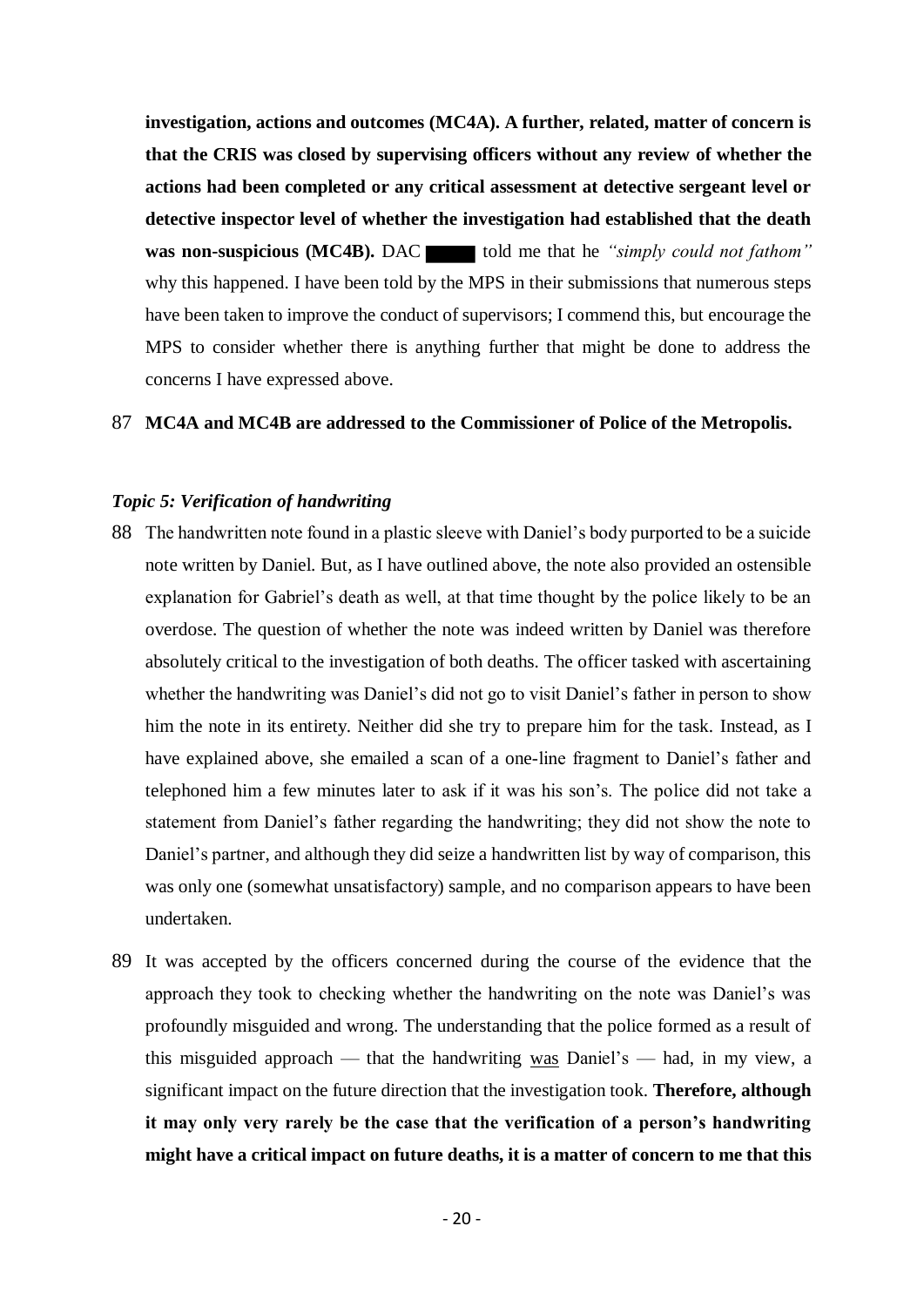**investigation, actions and outcomes (MC4A). A further, related, matter of concern is that the CRIS was closed by supervising officers without any review of whether the actions had been completed or any critical assessment at detective sergeant level or detective inspector level of whether the investigation had established that the death was non-suspicious (MC4B).** DAC ■■■■ told me that he *"simply could not fathom"* why this happened. I have been told by the MPS in their submissions that numerous steps have been taken to improve the conduct of supervisors; I commend this, but encourage the MPS to consider whether there is anything further that might be done to address the concerns I have expressed above.

87 **MC4A and MC4B are addressed to the Commissioner of Police of the Metropolis.**

### *Topic 5: Verification of handwriting*

88 The handwritten note found in a plastic sleeve with Daniel's body purported to be a suicide note written by Daniel. But, as I have outlined above, the note also provided an ostensible explanation for Gabriel's death as well, at that time thought by the police likely to be an overdose. The question of whether the note was indeed written by Daniel was therefore absolutely critical to the investigation of both deaths. The officer tasked with ascertaining whether the handwriting was Daniel's did not go to visit Daniel's father in person to show him the note in its entirety. Neither did she try to prepare him for the task. Instead, as I have explained above, she emailed a scan of a one-line fragment to Daniel's father and telephoned him a few minutes later to ask if it was his son's. The police did not take a statement from Daniel's father regarding the handwriting; they did not show the note to Daniel's partner, and although they did seize a handwritten list by way of comparison, this was only one (somewhat unsatisfactory) sample, and no comparison appears to have been undertaken.

89 It was accepted by the officers concerned during the course of the evidence that the approach they took to checking whether the handwriting on the note was Daniel's was profoundly misguided and wrong. The understanding that the police formed as a result of this misguided approach — that the handwriting was Daniel's — had, in my view, a significant impact on the future direction that the investigation took. **Therefore, although it may only very rarely be the case that the verification of a person's handwriting might have a critical impact on future deaths, it is a matter of concern to me that this**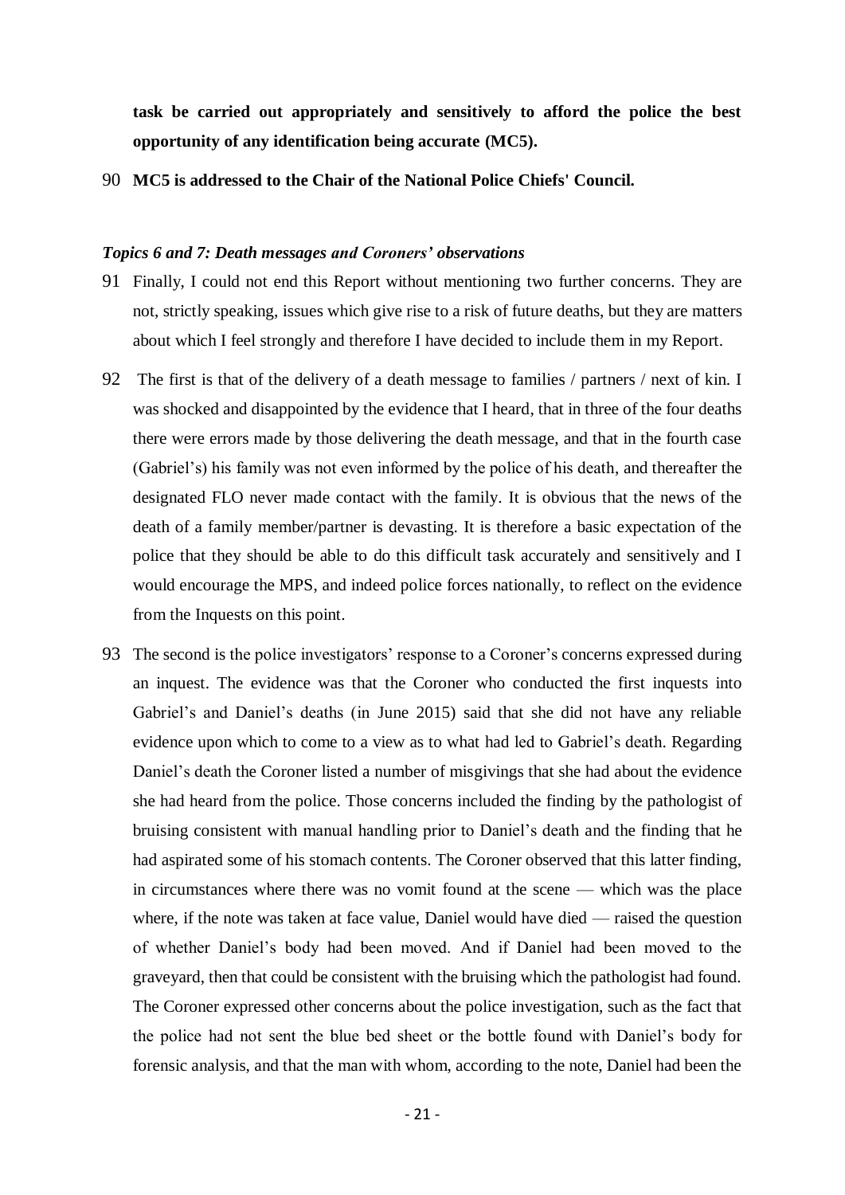**task be carried out appropriately and sensitively to afford the police the best opportunity of any identification being accurate (MC5).**

90 **MC5 is addressed to the Chair of the National Police Chiefs' Council.**

### *Topics 6 and 7: Death messages and Coroners' observations*

91 Finally, I could not end this Report without mentioning two further concerns. They are not, strictly speaking, issues which give rise to a risk of future deaths, but they are matters about which I feel strongly and therefore I have decided to include them in my Report.

92 The first is that of the delivery of a death message to families / partners / next of kin. I was shocked and disappointed by the evidence that I heard, that in three of the four deaths there were errors made by those delivering the death message, and that in the fourth case (Gabriel's) his family was not even informed by the police of his death, and thereafter the designated FLO never made contact with the family. It is obvious that the news of the death of a family member/partner is devasting. It is therefore a basic expectation of the police that they should be able to do this difficult task accurately and sensitively and I would encourage the MPS, and indeed police forces nationally, to reflect on the evidence from the Inquests on this point.

93 The second is the police investigators' response to a Coroner's concerns expressed during an inquest. The evidence was that the Coroner who conducted the first inquests into Gabriel's and Daniel's deaths (in June 2015) said that she did not have any reliable evidence upon which to come to a view as to what had led to Gabriel's death. Regarding Daniel's death the Coroner listed a number of misgivings that she had about the evidence she had heard from the police. Those concerns included the finding by the pathologist of bruising consistent with manual handling prior to Daniel's death and the finding that he had aspirated some of his stomach contents. The Coroner observed that this latter finding, in circumstances where there was no vomit found at the scene — which was the place where, if the note was taken at face value, Daniel would have died — raised the question of whether Daniel's body had been moved. And if Daniel had been moved to the graveyard, then that could be consistent with the bruising which the pathologist had found. The Coroner expressed other concerns about the police investigation, such as the fact that the police had not sent the blue bed sheet or the bottle found with Daniel's body for forensic analysis, and that the man with whom, according to the note, Daniel had been the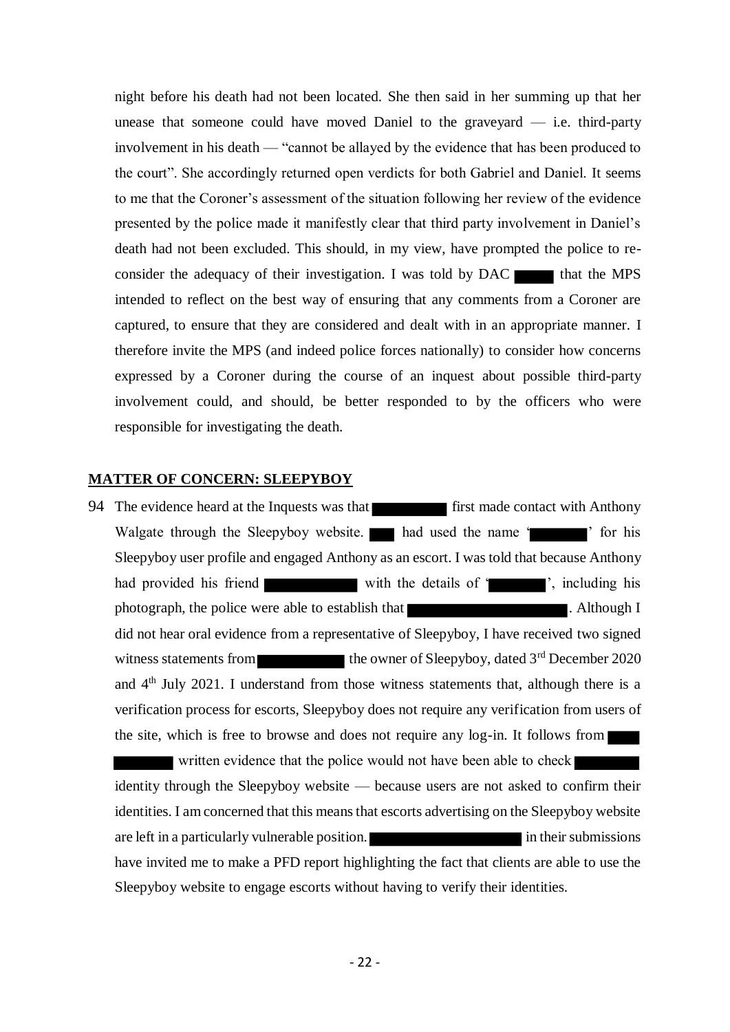night before his death had not been located. She then said in her summing up that her unease that someone could have moved Daniel to the graveyard — i.e. third-party involvement in his death — "cannot be allayed by the evidence that has been produced to the court". She accordingly returned open verdicts for both Gabriel and Daniel. It seems to me that the Coroner's assessment of the situation following her review of the evidence presented by the police made it manifestly clear that third party involvement in Daniel's death had not been excluded. This should, in my view, have prompted the police to re-consider the adequacy of their investigation. I was told by DAC ████ that the MPS intended to reflect on the best way of ensuring that any comments from a Coroner are captured, to ensure that they are considered and dealt with in an appropriate manner. I therefore invite the MPS (and indeed police forces nationally) to consider how concerns expressed by a Coroner during the course of an inquest about possible third-party involvement could, and should, be better responded to by the officers who were responsible for investigating the death.

## MATTER OF CONCERN: SLEEPYBOY

94 The evidence heard at the Inquests was that ████ first made contact with Anthony Walgate through the Sleepyboy website. ████ had used the name '████' for his Sleepyboy user profile and engaged Anthony as an escort. I was told that because Anthony had provided his friend ████ with the details of '████', including his photograph, the police were able to establish that ████. Although I did not hear oral evidence from a representative of Sleepyboy, I have received two signed witness statements from ████ the owner of Sleepyboy, dated 3rd December 2020 and 4th July 2021. I understand from those witness statements that, although there is a verification process for escorts, Sleepyboy does not require any verification from users of the site, which is free to browse and does not require any log-in. It follows from ████ written evidence that the police would not have been able to check ████ identity through the Sleepyboy website — because users are not asked to confirm their identities. I am concerned that this means that escorts advertising on the Sleepyboy website are left in a particularly vulnerable position. ████ in their submissions have invited me to make a PFD report highlighting the fact that clients are able to use the Sleepyboy website to engage escorts without having to verify their identities.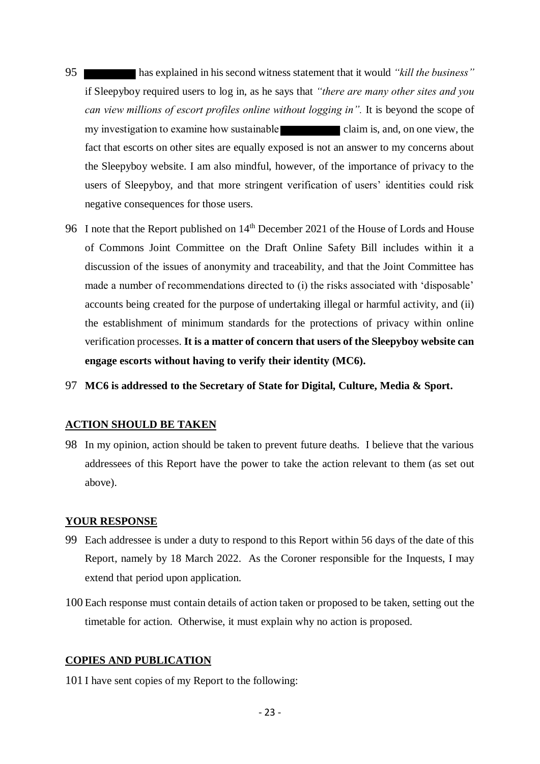95 ████████ has explained in his second witness statement that it would *"kill the business"* if Sleepyboy required users to log in, as he says that *"there are many other sites and you can view millions of escort profiles online without logging in".* It is beyond the scope of my investigation to examine how sustainable ████████ claim is, and, on one view, the fact that escorts on other sites are equally exposed is not an answer to my concerns about the Sleepyboy website. I am also mindful, however, of the importance of privacy to the users of Sleepyboy, and that more stringent verification of users' identities could risk negative consequences for those users.

96 I note that the Report published on 14th December 2021 of the House of Lords and House of Commons Joint Committee on the Draft Online Safety Bill includes within it a discussion of the issues of anonymity and traceability, and that the Joint Committee has made a number of recommendations directed to (i) the risks associated with 'disposable' accounts being created for the purpose of undertaking illegal or harmful activity, and (ii) the establishment of minimum standards for the protections of privacy within online verification processes. **It is a matter of concern that users of the Sleepyboy website can engage escorts without having to verify their identity (MC6).**

97 **MC6 is addressed to the Secretary of State for Digital, Culture, Media & Sport.**

## ACTION SHOULD BE TAKEN

98 In my opinion, action should be taken to prevent future deaths. I believe that the various addressees of this Report have the power to take the action relevant to them (as set out above).

## YOUR RESPONSE

99 Each addressee is under a duty to respond to this Report within 56 days of the date of this Report, namely by 18 March 2022. As the Coroner responsible for the Inquests, I may extend that period upon application.

100 Each response must contain details of action taken or proposed to be taken, setting out the timetable for action. Otherwise, it must explain why no action is proposed.

## COPIES AND PUBLICATION

101 I have sent copies of my Report to the following: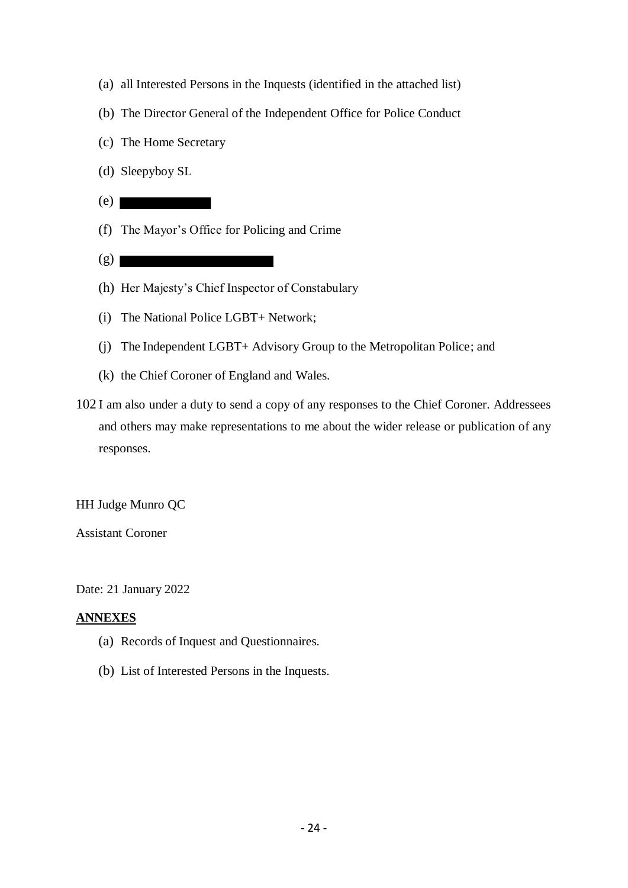(a) all Interested Persons in the Inquests (identified in the attached list)

(b) The Director General of the Independent Office for Police Conduct

(c) The Home Secretary

(d) Sleepyboy SL

(e) 

(f) The Mayor's Office for Policing and Crime

(g) 

(h) Her Majesty's Chief Inspector of Constabulary

(i) The National Police LGBT+ Network;

(j) The Independent LGBT+ Advisory Group to the Metropolitan Police; and

(k) the Chief Coroner of England and Wales.

102 I am also under a duty to send a copy of any responses to the Chief Coroner. Addressees and others may make representations to me about the wider release or publication of any responses.

HH Judge Munro QC

Assistant Coroner

Date: 21 January 2022

**ANNEXES**

(a) Records of Inquest and Questionnaires.

(b) List of Interested Persons in the Inquests.